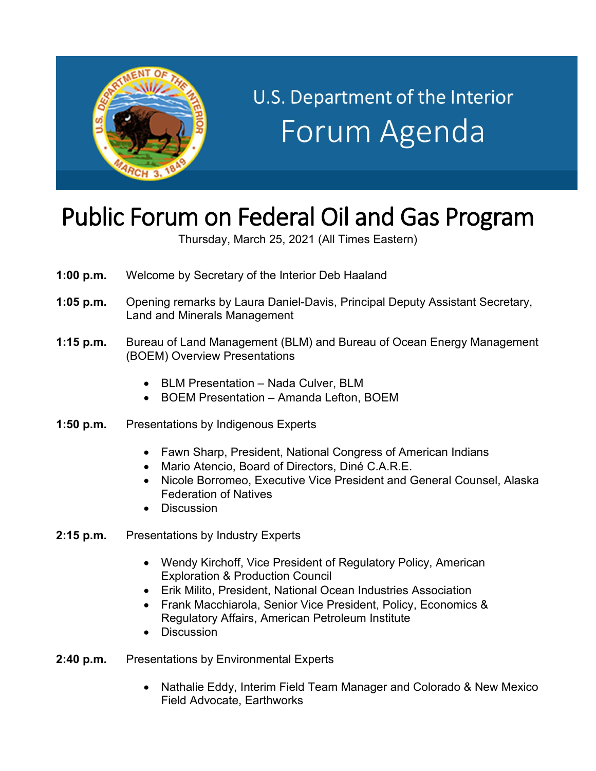U.S. Department of the Interior

Forum Agenda

# Public Forum on Federal Oil and Gas Program

Thursday, March 25, 2021 (All Times Eastern)

**1:00 p.m.** Welcome by Secretary of the Interior Deb Haaland

**1:05 p.m.** Opening remarks by Laura Daniel-Davis, Principal Deputy Assistant Secretary, Land and Minerals Management

**1:15 p.m.** Bureau of Land Management (BLM) and Bureau of Ocean Energy Management (BOEM) Overview Presentations

- BLM Presentation – Nada Culver, BLM
- BOEM Presentation – Amanda Lefton, BOEM

**1:50 p.m.** Presentations by Indigenous Experts

- Fawn Sharp, President, National Congress of American Indians
- Mario Atencio, Board of Directors, Diné C.A.R.E.
- Nicole Borromeo, Executive Vice President and General Counsel, Alaska Federation of Natives
- Discussion

**2:15 p.m.** Presentations by Industry Experts

- Wendy Kirchoff, Vice President of Regulatory Policy, American Exploration & Production Council
- Erik Milito, President, National Ocean Industries Association
- Frank Macchiarola, Senior Vice President, Policy, Economics & Regulatory Affairs, American Petroleum Institute
- Discussion

**2:40 p.m.** Presentations by Environmental Experts

- Nathalie Eddy, Interim Field Team Manager and Colorado & New Mexico Field Advocate, Earthworks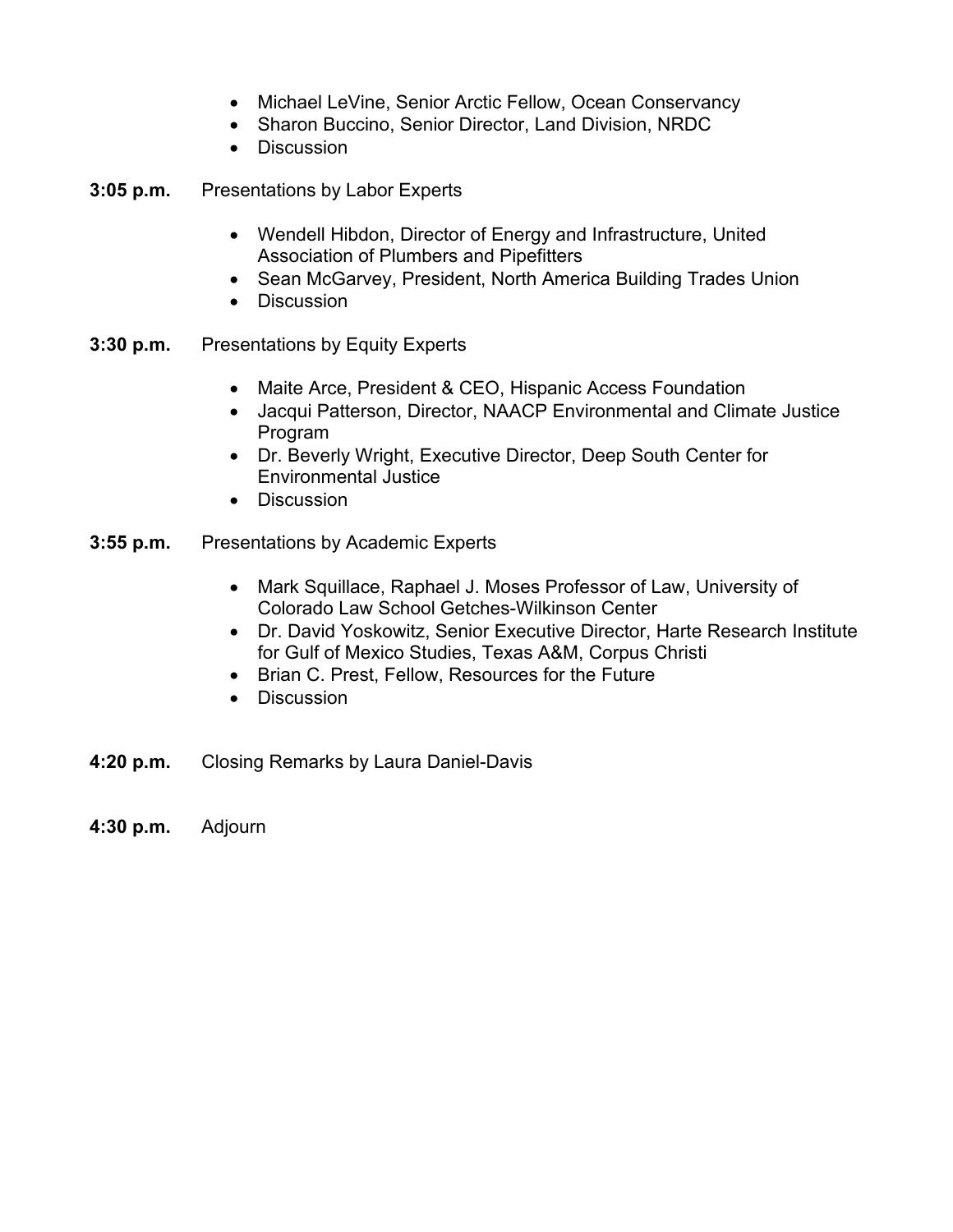- Michael LeVine, Senior Arctic Fellow, Ocean Conservancy
- Sharon Buccino, Senior Director, Land Division, NRDC
- Discussion

**3:05 p.m.** Presentations by Labor Experts

- Wendell Hibdon, Director of Energy and Infrastructure, United Association of Plumbers and Pipefitters
- Sean McGarvey, President, North America Building Trades Union
- Discussion

**3:30 p.m.** Presentations by Equity Experts

- Maite Arce, President & CEO, Hispanic Access Foundation
- Jacqui Patterson, Director, NAACP Environmental and Climate Justice Program
- Dr. Beverly Wright, Executive Director, Deep South Center for Environmental Justice
- Discussion

**3:55 p.m.** Presentations by Academic Experts

- Mark Squillace, Raphael J. Moses Professor of Law, University of Colorado Law School Getches-Wilkinson Center
- Dr. David Yoskowitz, Senior Executive Director, Harte Research Institute for Gulf of Mexico Studies, Texas A&M, Corpus Christi
- Brian C. Prest, Fellow, Resources for the Future
- Discussion

**4:20 p.m.** Closing Remarks by Laura Daniel-Davis

**4:30 p.m.** Adjourn